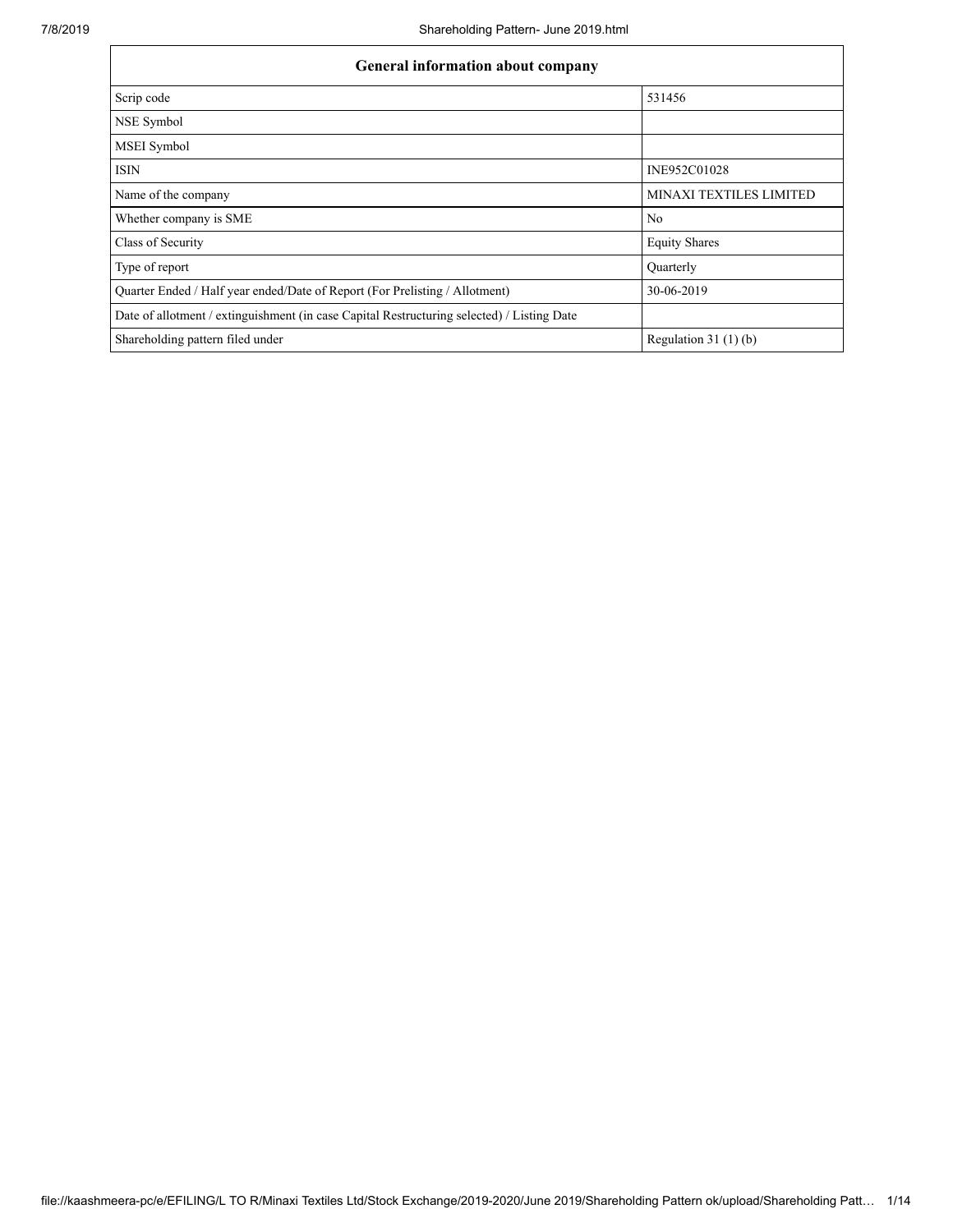| General information about company | |
|---|---|
| Scrip code | 531456 |
| NSE Symbol | |
| MSEI Symbol | |
| ISIN | INE952C01028 |
| Name of the company | MINAXI TEXTILES LIMITED |
| Whether company is SME | No |
| Class of Security | Equity Shares |
| Type of report | Quarterly |
| Quarter Ended / Half year ended/Date of Report (For Prelisting / Allotment) | 30-06-2019 |
| Date of allotment / extinguishment (in case Capital Restructuring selected) / Listing Date | |
| Shareholding pattern filed under | Regulation 31 (1) (b) |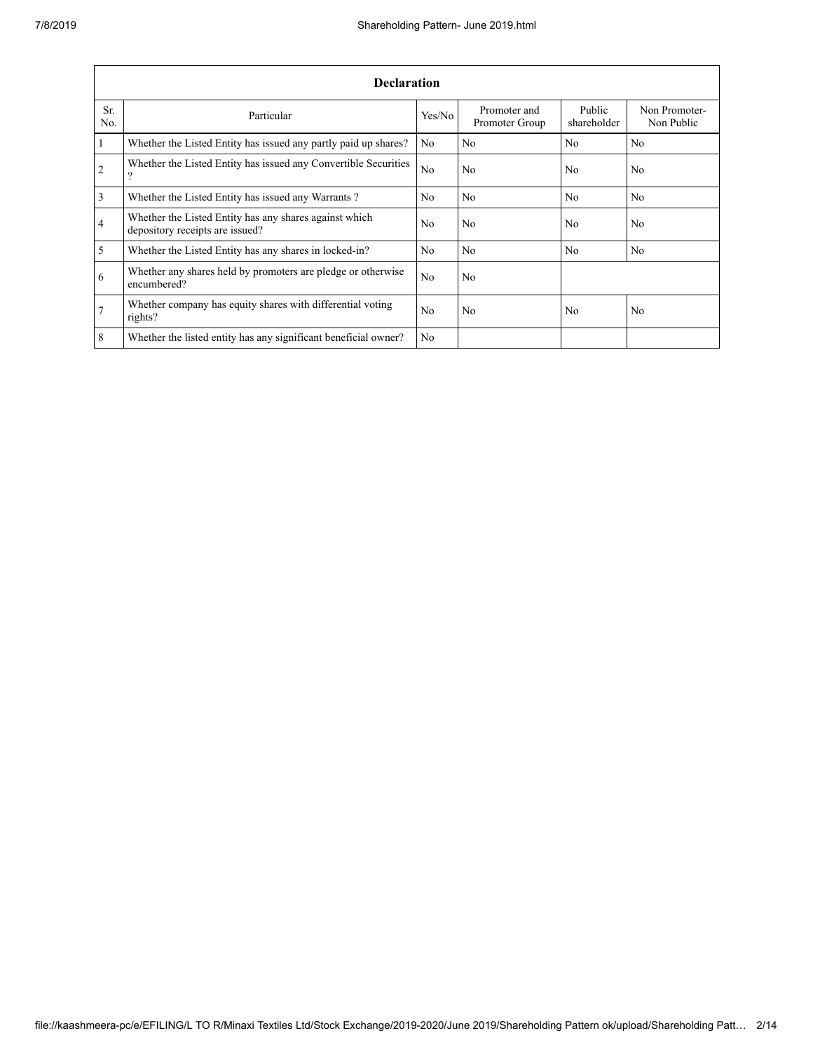| Declaration | | | | | |
|---|---|---|---|---|---|
| Sr. No. | Particular | Yes/No | Promoter and Promoter Group | Public shareholder | Non Promoter-Non Public |
| 1 | Whether the Listed Entity has issued any partly paid up shares? | No | No | No | No |
| 2 | Whether the Listed Entity has issued any Convertible Securities ? | No | No | No | No |
| 3 | Whether the Listed Entity has issued any Warrants ? | No | No | No | No |
| 4 | Whether the Listed Entity has any shares against which depository receipts are issued? | No | No | No | No |
| 5 | Whether the Listed Entity has any shares in locked-in? | No | No | No | No |
| 6 | Whether any shares held by promoters are pledge or otherwise encumbered? | No | No | | |
| 7 | Whether company has equity shares with differential voting rights? | No | No | No | No |
| 8 | Whether the listed entity has any significant beneficial owner? | No | | | |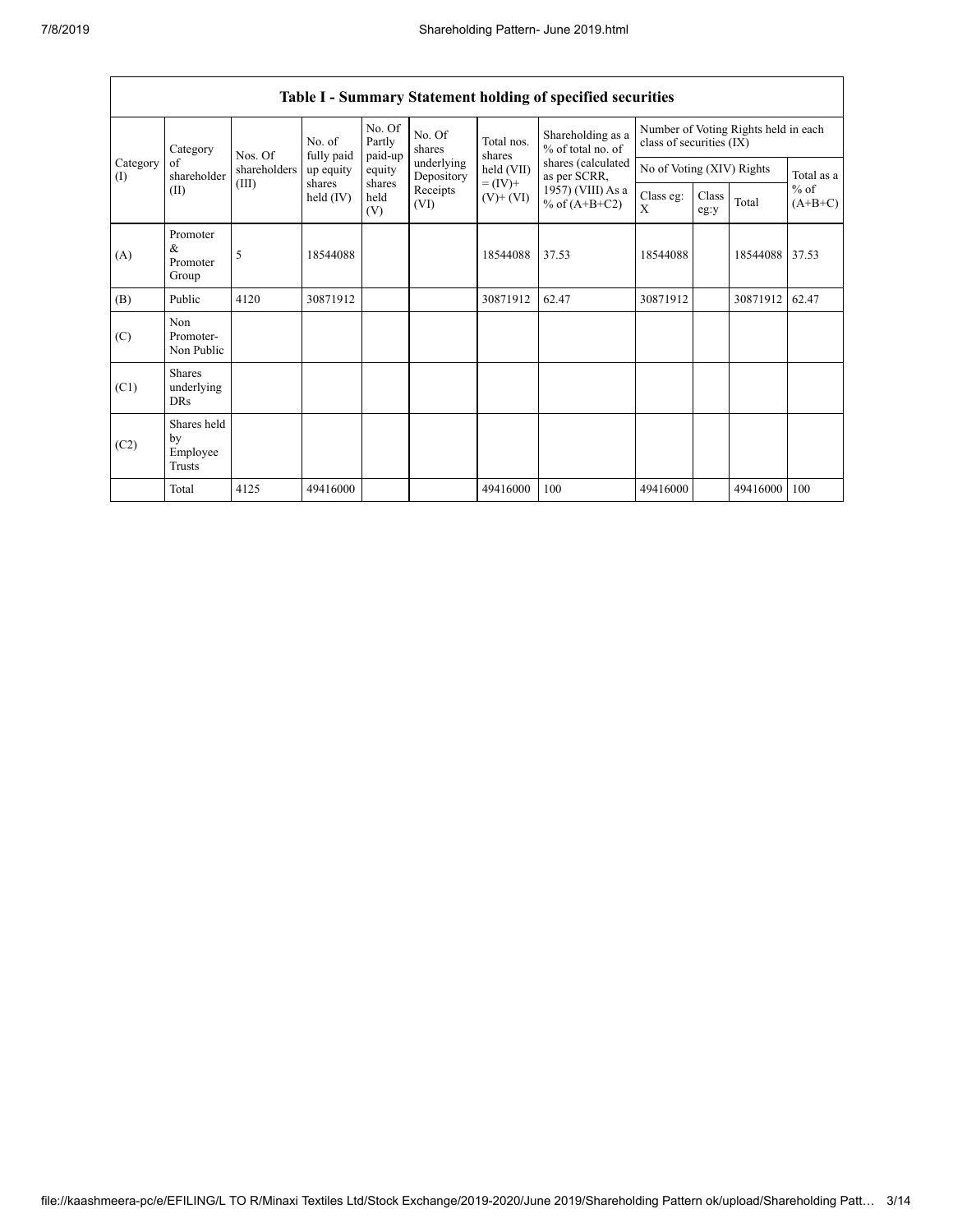## Table I - Summary Statement holding of specified securities

| Category (I) | Category of shareholder (II) | Nos. Of shareholders (III) | No. of fully paid up equity shares held (IV) | No. Of Partly paid-up equity shares held (V) | No. Of shares underlying Depository Receipts (VI) | Total nos. shares held (VII) = (IV)+ (V)+ (VI) | Shareholding as a % of total no. of shares (calculated as per SCRR, 1957) (VIII) As a % of (A+B+C2) | Number of Voting Rights held in each class of securities (IX) | | | |
|---|---|---|---|---|---|---|---|---|---|---|---|
| | | | | | | | | No of Voting (XIV) Rights | | | Total as a % of (A+B+C) |
| | | | | | | | | Class eg: X | Class eg:y | Total | |
| (A) | Promoter & Promoter Group | 5 | 18544088 | | | 18544088 | 37.53 | 18544088 | | 18544088 | 37.53 |
| (B) | Public | 4120 | 30871912 | | | 30871912 | 62.47 | 30871912 | | 30871912 | 62.47 |
| (C) | Non Promoter- Non Public | | | | | | | | | | |
| (C1) | Shares underlying DRs | | | | | | | | | | |
| (C2) | Shares held by Employee Trusts | | | | | | | | | | |
| | Total | 4125 | 49416000 | | | 49416000 | 100 | 49416000 | | 49416000 | 100 |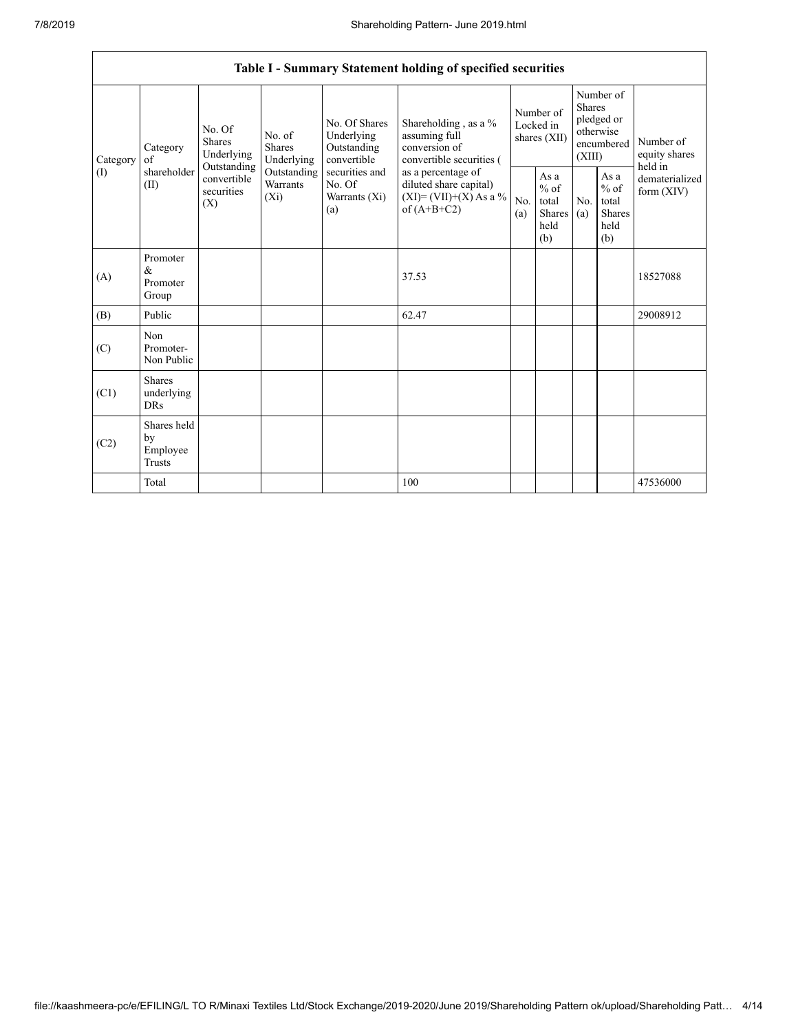| Table I - Summary Statement holding of specified securities | | | | | | | | | | | |
|---|---|---|---|---|---|---|---|---|---|---|---|
| Category (I) | Category of shareholder (II) | No. Of Shares Underlying Outstanding convertible securities (X) | No. of Shares Underlying Outstanding Warrants (Xi) | No. Of Shares Underlying Outstanding convertible securities and No. Of Warrants (Xi) (a) | Shareholding , as a % assuming full conversion of convertible securities ( as a percentage of diluted share capital) (XI)= (VII)+(X) As a % of (A+B+C2) | Number of Locked in shares (XII) | | Number of Shares pledged or otherwise encumbered (XIII) | | Number of equity shares held in dematerialized form (XIV) |
| | | | | | | No. (a) | As a % of total Shares held (b) | No. (a) | As a % of total Shares held (b) | |
| (A) | Promoter & Promoter Group | | | | 37.53 | | | | | 18527088 |
| (B) | Public | | | | 62.47 | | | | | 29008912 |
| (C) | Non Promoter- Non Public | | | | | | | | | |
| (C1) | Shares underlying DRs | | | | | | | | | |
| (C2) | Shares held by Employee Trusts | | | | | | | | | |
| | Total | | | | 100 | | | | | 47536000 |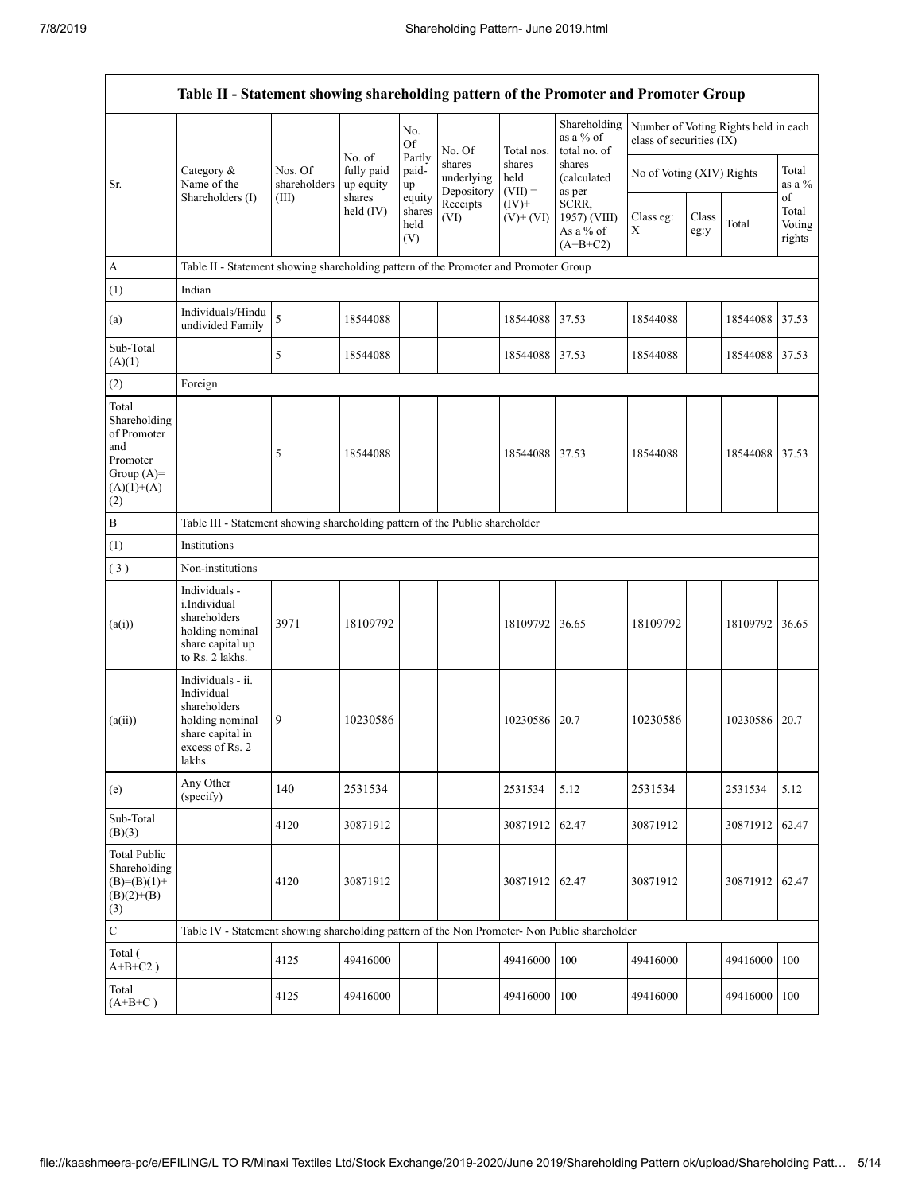# Table II - Statement showing shareholding pattern of the Promoter and Promoter Group

| Sr. | Category & Name of the Shareholders (I) | Nos. Of shareholders (III) | No. of fully paid up equity shares held (IV) | No. Of Partly paid-up equity shares held (V) | No. Of shares underlying Depository Receipts (VI) | Total nos. shares held (VII) = (IV)+ (V)+ (VI) | Shareholding as a % of total no. of shares (calculated as per SCRR, 1957) (VIII) As a % of (A+B+C2) | Number of Voting Rights held in each class of securities (IX) | | | |
|---|---|---|---|---|---|---|---|---|---|---|---|
| | | | | | | | | No of Voting (XIV) Rights | | | Total as a % of Total Voting rights |
| | | | | | | | | Class eg: X | Class eg:y | Total | |
| A | Table II - Statement showing shareholding pattern of the Promoter and Promoter Group | | | | | | | | | | |
| (1) | Indian | | | | | | | | | | |
| (a) | Individuals/Hindu undivided Family | 5 | 18544088 | | | 18544088 | 37.53 | 18544088 | | 18544088 | 37.53 |
| Sub-Total (A)(1) | | 5 | 18544088 | | | 18544088 | 37.53 | 18544088 | | 18544088 | 37.53 |
| (2) | Foreign | | | | | | | | | | |
| Total Shareholding of Promoter and Promoter Group (A)= (A)(1)+(A)(2) | | 5 | 18544088 | | | 18544088 | 37.53 | 18544088 | | 18544088 | 37.53 |
| B | Table III - Statement showing shareholding pattern of the Public shareholder | | | | | | | | | | |
| (1) | Institutions | | | | | | | | | | |
| (3) | Non-institutions | | | | | | | | | | |
| (a(i)) | Individuals - i.Individual shareholders holding nominal share capital up to Rs. 2 lakhs. | 3971 | 18109792 | | | 18109792 | 36.65 | 18109792 | | 18109792 | 36.65 |
| (a(ii)) | Individuals - ii. Individual shareholders holding nominal share capital in excess of Rs. 2 lakhs. | 9 | 10230586 | | | 10230586 | 20.7 | 10230586 | | 10230586 | 20.7 |
| (e) | Any Other (specify) | 140 | 2531534 | | | 2531534 | 5.12 | 2531534 | | 2531534 | 5.12 |
| Sub-Total (B)(3) | | 4120 | 30871912 | | | 30871912 | 62.47 | 30871912 | | 30871912 | 62.47 |
| Total Public Shareholding (B)=(B)(1)+(B)(2)+(B)(3) | | 4120 | 30871912 | | | 30871912 | 62.47 | 30871912 | | 30871912 | 62.47 |
| C | Table IV - Statement showing shareholding pattern of the Non Promoter- Non Public shareholder | | | | | | | | | | |
| Total ( A+B+C2 ) | | 4125 | 49416000 | | | 49416000 | 100 | 49416000 | | 49416000 | 100 |
| Total (A+B+C ) | | 4125 | 49416000 | | | 49416000 | 100 | 49416000 | | 49416000 | 100 |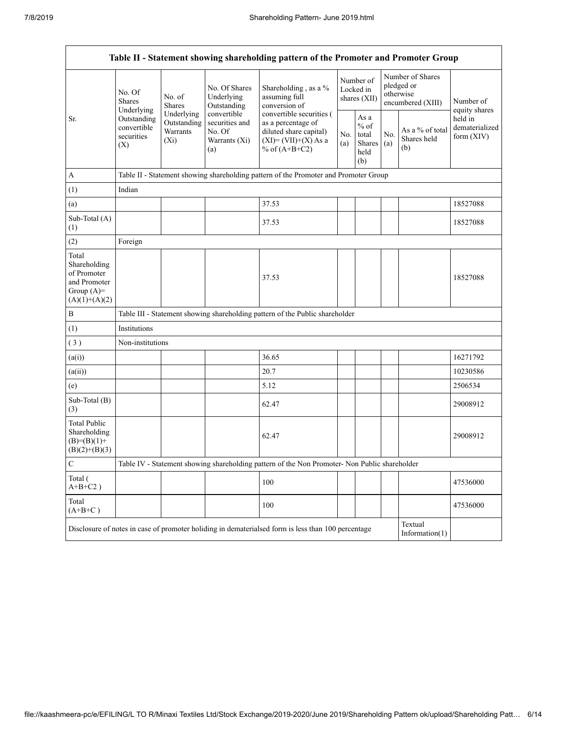| Table II - Statement showing shareholding pattern of the Promoter and Promoter Group | | | | | | | | | |
|---|---|---|---|---|---|---|---|---|---|
| Sr. | No. Of Shares Underlying Outstanding convertible securities (X) | No. of Shares Underlying Outstanding Warrants (Xi) | No. Of Shares Underlying Outstanding convertible securities and No. Of Warrants (Xi) (a) | Shareholding , as a % assuming full conversion of convertible securities ( as a percentage of diluted share capital) (XI)= (VII)+(X) As a % of (A+B+C2) | Number of Locked in shares (XII) | | Number of Shares pledged or otherwise encumbered (XIII) | | Number of equity shares held in dematerialized form (XIV) |
| | | | | | No. (a) | As a % of total Shares held (b) | No. (a) | As a % of total Shares held (b) | |
| A | Table II - Statement showing shareholding pattern of the Promoter and Promoter Group | | | | | | | | |
| (1) | Indian | | | | | | | | |
| (a) | | | | 37.53 | | | | | 18527088 |
| Sub-Total (A) (1) | | | | 37.53 | | | | | 18527088 |
| (2) | Foreign | | | | | | | | |
| Total Shareholding of Promoter and Promoter Group (A)= (A)(1)+(A)(2) | | | | 37.53 | | | | | 18527088 |
| B | Table III - Statement showing shareholding pattern of the Public shareholder | | | | | | | | |
| (1) | Institutions | | | | | | | | |
| ( 3 ) | Non-institutions | | | | | | | | |
| (a(i)) | | | | 36.65 | | | | | 16271792 |
| (a(ii)) | | | | 20.7 | | | | | 10230586 |
| (e) | | | | 5.12 | | | | | 2506534 |
| Sub-Total (B) (3) | | | | 62.47 | | | | | 29008912 |
| Total Public Shareholding (B)=(B)(1)+(B)(2)+(B)(3) | | | | 62.47 | | | | | 29008912 |
| C | Table IV - Statement showing shareholding pattern of the Non Promoter- Non Public shareholder | | | | | | | | |
| Total ( A+B+C2 ) | | | | 100 | | | | | 47536000 |
| Total (A+B+C ) | | | | 100 | | | | | 47536000 |
| Disclosure of notes in case of promoter holiding in dematerialsed form is less than 100 percentage | | | | | | | | Textual Information(1) | |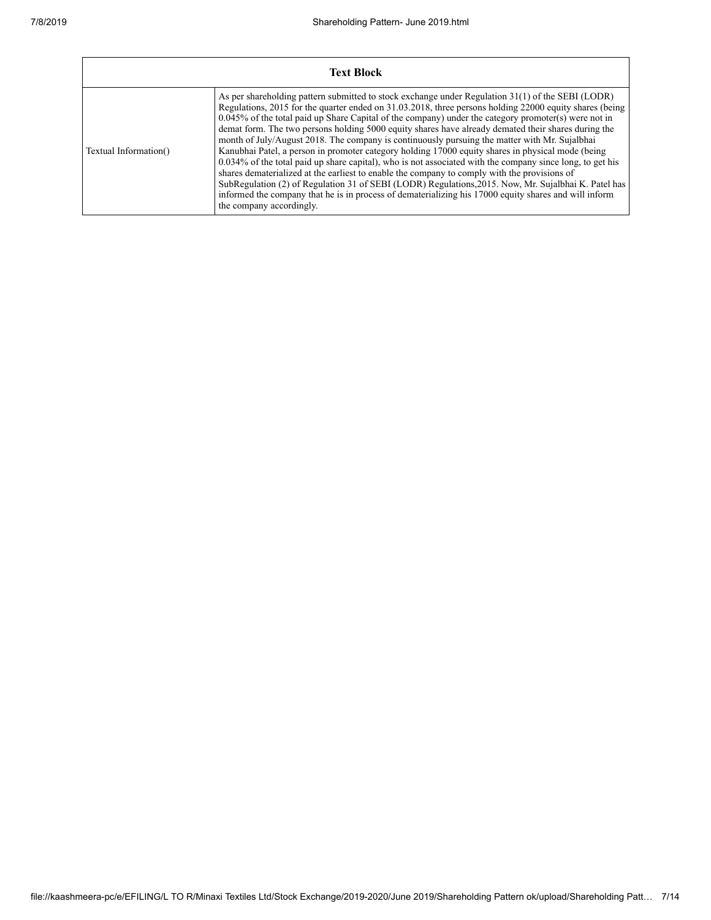| Text Block | |
|---|---|
| Textual Information() | As per shareholding pattern submitted to stock exchange under Regulation 31(1) of the SEBI (LODR) Regulations, 2015 for the quarter ended on 31.03.2018, three persons holding 22000 equity shares (being 0.045% of the total paid up Share Capital of the company) under the category promoter(s) were not in demat form. The two persons holding 5000 equity shares have already demated their shares during the month of July/August 2018. The company is continuously pursuing the matter with Mr. Sujalbhai Kanubhai Patel, a person in promoter category holding 17000 equity shares in physical mode (being 0.034% of the total paid up share capital), who is not associated with the company since long, to get his shares dematerialized at the earliest to enable the company to comply with the provisions of SubRegulation (2) of Regulation 31 of SEBI (LODR) Regulations,2015. Now, Mr. Sujalbhai K. Patel has informed the company that he is in process of dematerializing his 17000 equity shares and will inform the company accordingly. |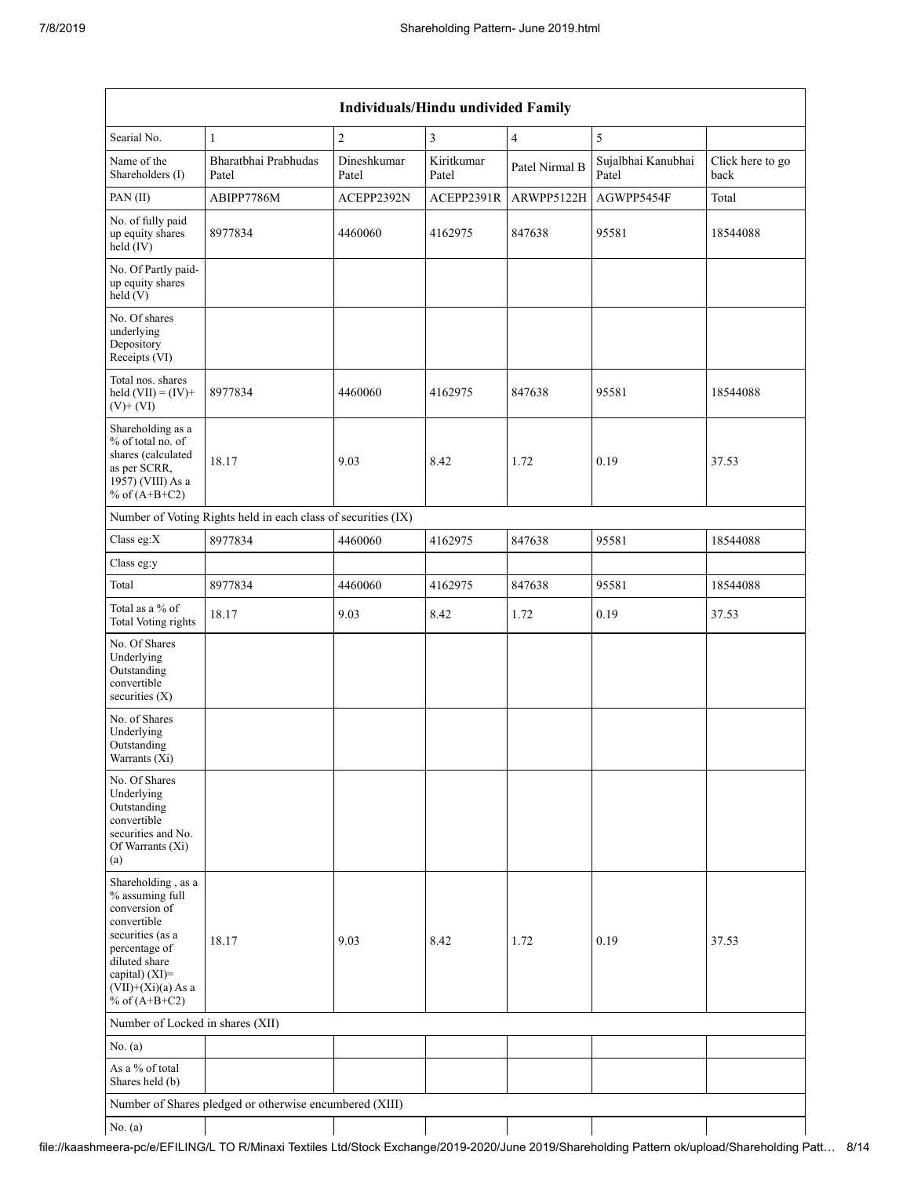| Individuals/Hindu undivided Family | | | | | | |
|---|---|---|---|---|---|---|
| Searial No. | 1 | 2 | 3 | 4 | 5 | |
| Name of the Shareholders (I) | Bharatbhai Prabhudas Patel | Dineshkumar Patel | Kiritkumar Patel | Patel Nirmal B | Sujalbhai Kanubhai Patel | Click here to go back |
| PAN (II) | ABIPP7786M | ACEPP2392N | ACEPP2391R | ARWPP5122H | AGWPP5454F | Total |
| No. of fully paid up equity shares held (IV) | 8977834 | 4460060 | 4162975 | 847638 | 95581 | 18544088 |
| No. Of Partly paid-up equity shares held (V) | | | | | | |
| No. Of shares underlying Depository Receipts (VI) | | | | | | |
| Total nos. shares held (VII) = (IV)+ (V)+ (VI) | 8977834 | 4460060 | 4162975 | 847638 | 95581 | 18544088 |
| Shareholding as a % of total no. of shares (calculated as per SCRR, 1957) (VIII) As a % of (A+B+C2) | 18.17 | 9.03 | 8.42 | 1.72 | 0.19 | 37.53 |
| Number of Voting Rights held in each class of securities (IX) | | | | | | |
| Class eg:X | 8977834 | 4460060 | 4162975 | 847638 | 95581 | 18544088 |
| Class eg:y | | | | | | |
| Total | 8977834 | 4460060 | 4162975 | 847638 | 95581 | 18544088 |
| Total as a % of Total Voting rights | 18.17 | 9.03 | 8.42 | 1.72 | 0.19 | 37.53 |
| No. Of Shares Underlying Outstanding convertible securities (X) | | | | | | |
| No. of Shares Underlying Outstanding Warrants (Xi) | | | | | | |
| No. Of Shares Underlying Outstanding convertible securities and No. Of Warrants (Xi) (a) | | | | | | |
| Shareholding , as a % assuming full conversion of convertible securities (as a percentage of diluted share capital) (XI)= (VII)+(Xi)(a) As a % of (A+B+C2) | 18.17 | 9.03 | 8.42 | 1.72 | 0.19 | 37.53 |
| Number of Locked in shares (XII) | | | | | | |
| No. (a) | | | | | | |
| As a % of total Shares held (b) | | | | | | |
| Number of Shares pledged or otherwise encumbered (XIII) | | | | | | |
| No. (a) | | | | | | |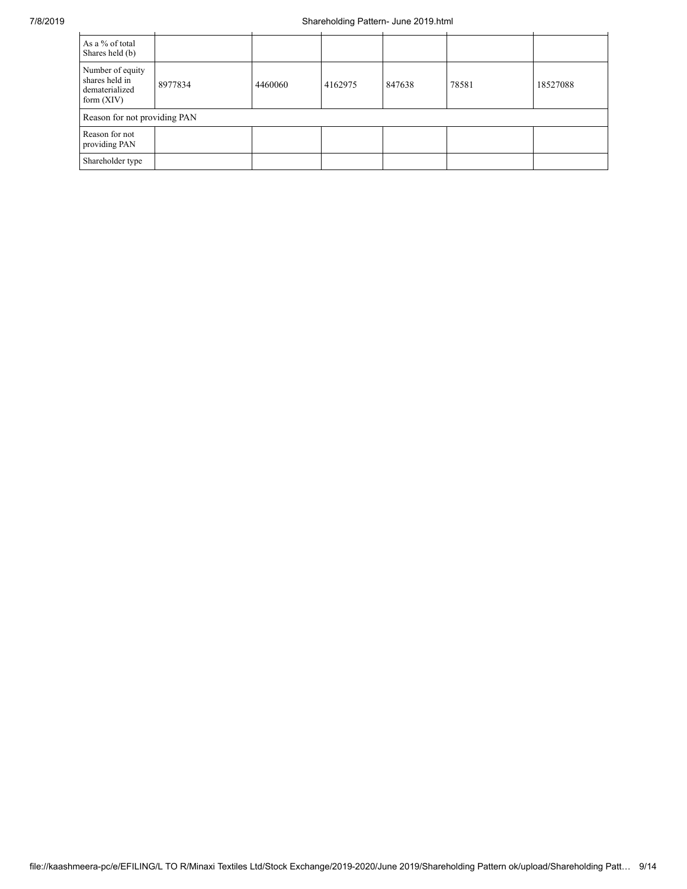| As a % of total Shares held (b) | | | | | | |
|---|---|---|---|---|---|---|
| Number of equity shares held in dematerialized form (XIV) | 8977834 | 4460060 | 4162975 | 847638 | 78581 | 18527088 |
| Reason for not providing PAN | | | | | | |
| Reason for not providing PAN | | | | | | |
| Shareholder type | | | | | | |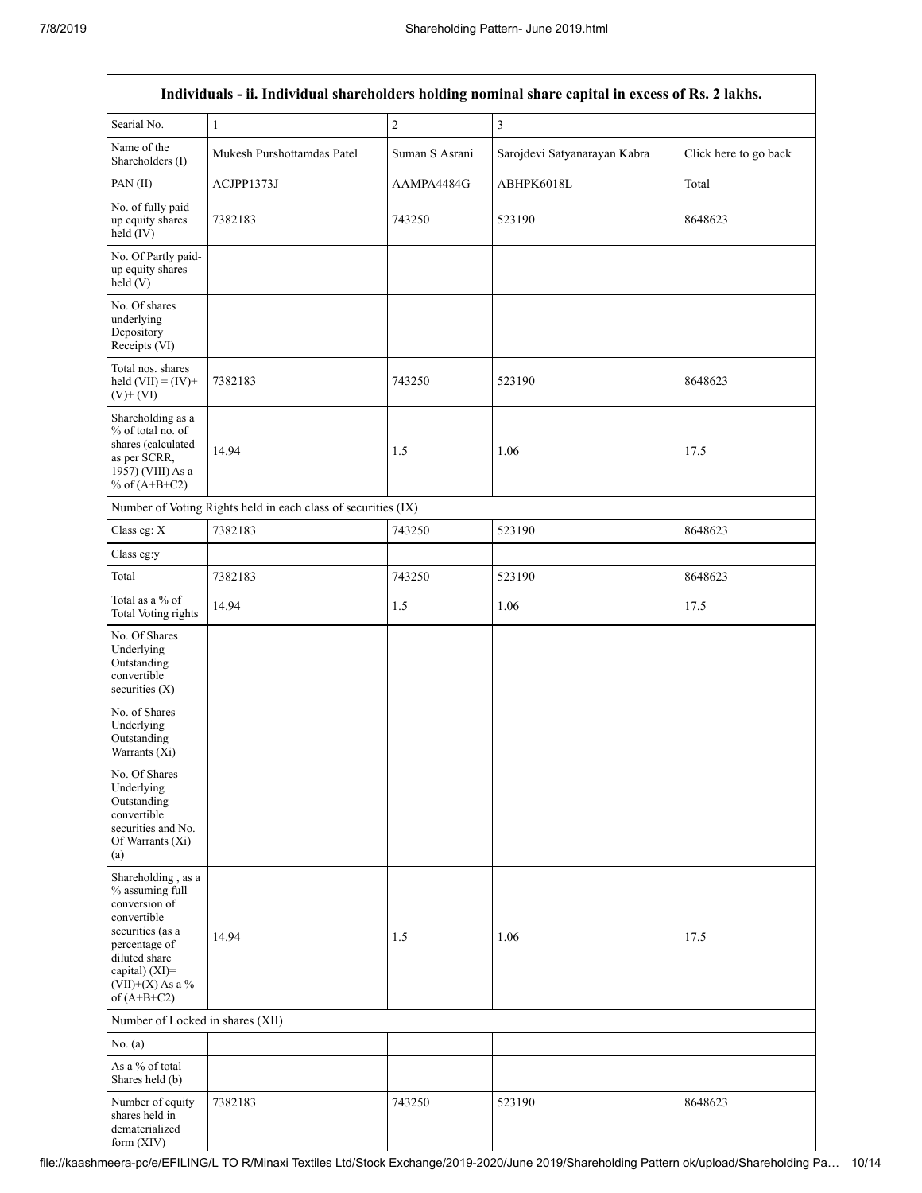| Individuals - ii. Individual shareholders holding nominal share capital in excess of Rs. 2 lakhs. | | | | |
|---|---|---|---|---|
| Searial No. | 1 | 2 | 3 | |
| Name of the Shareholders (I) | Mukesh Purshottamdas Patel | Suman S Asrani | Sarojdevi Satyanarayan Kabra | Click here to go back |
| PAN (II) | ACJPP1373J | AAMPA4484G | ABHPK6018L | Total |
| No. of fully paid up equity shares held (IV) | 7382183 | 743250 | 523190 | 8648623 |
| No. Of Partly paid-up equity shares held (V) | | | | |
| No. Of shares underlying Depository Receipts (VI) | | | | |
| Total nos. shares held (VII) = (IV)+ (V)+ (VI) | 7382183 | 743250 | 523190 | 8648623 |
| Shareholding as a % of total no. of shares (calculated as per SCRR, 1957) (VIII) As a % of (A+B+C2) | 14.94 | 1.5 | 1.06 | 17.5 |
| Number of Voting Rights held in each class of securities (IX) | | | | |
| Class eg: X | 7382183 | 743250 | 523190 | 8648623 |
| Class eg:y | | | | |
| Total | 7382183 | 743250 | 523190 | 8648623 |
| Total as a % of Total Voting rights | 14.94 | 1.5 | 1.06 | 17.5 |
| No. Of Shares Underlying Outstanding convertible securities (X) | | | | |
| No. of Shares Underlying Outstanding Warrants (Xi) | | | | |
| No. Of Shares Underlying Outstanding convertible securities and No. Of Warrants (Xi) (a) | | | | |
| Shareholding , as a % assuming full conversion of convertible securities (as a percentage of diluted share capital) (XI)= (VII)+(X) As a % of (A+B+C2) | 14.94 | 1.5 | 1.06 | 17.5 |
| Number of Locked in shares (XII) | | | | |
| No. (a) | | | | |
| As a % of total Shares held (b) | | | | |
| Number of equity shares held in dematerialized form (XIV) | 7382183 | 743250 | 523190 | 8648623 |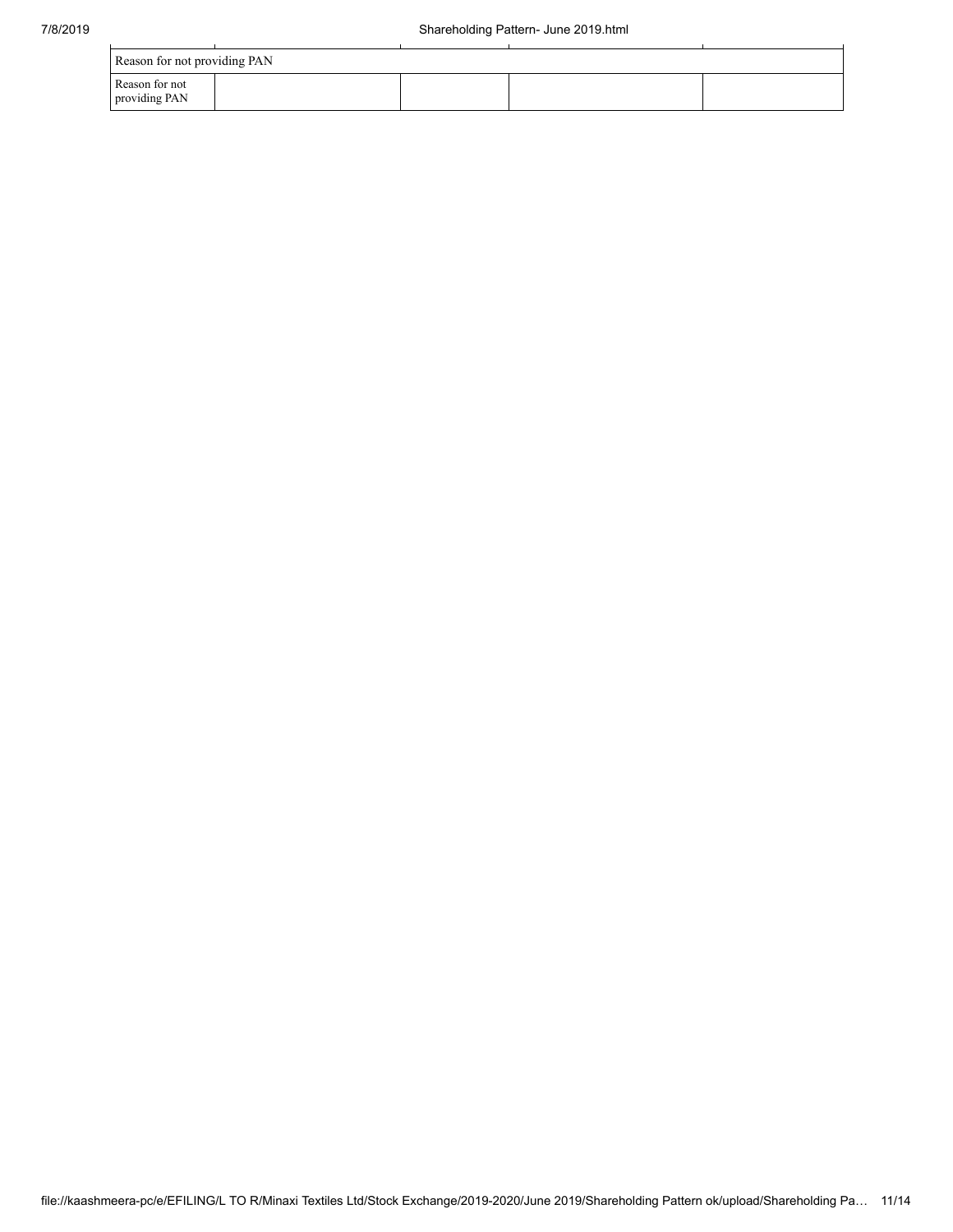| Reason for not providing PAN | | | | |
|---|---|---|---|---|
| Reason for not providing PAN | | | | |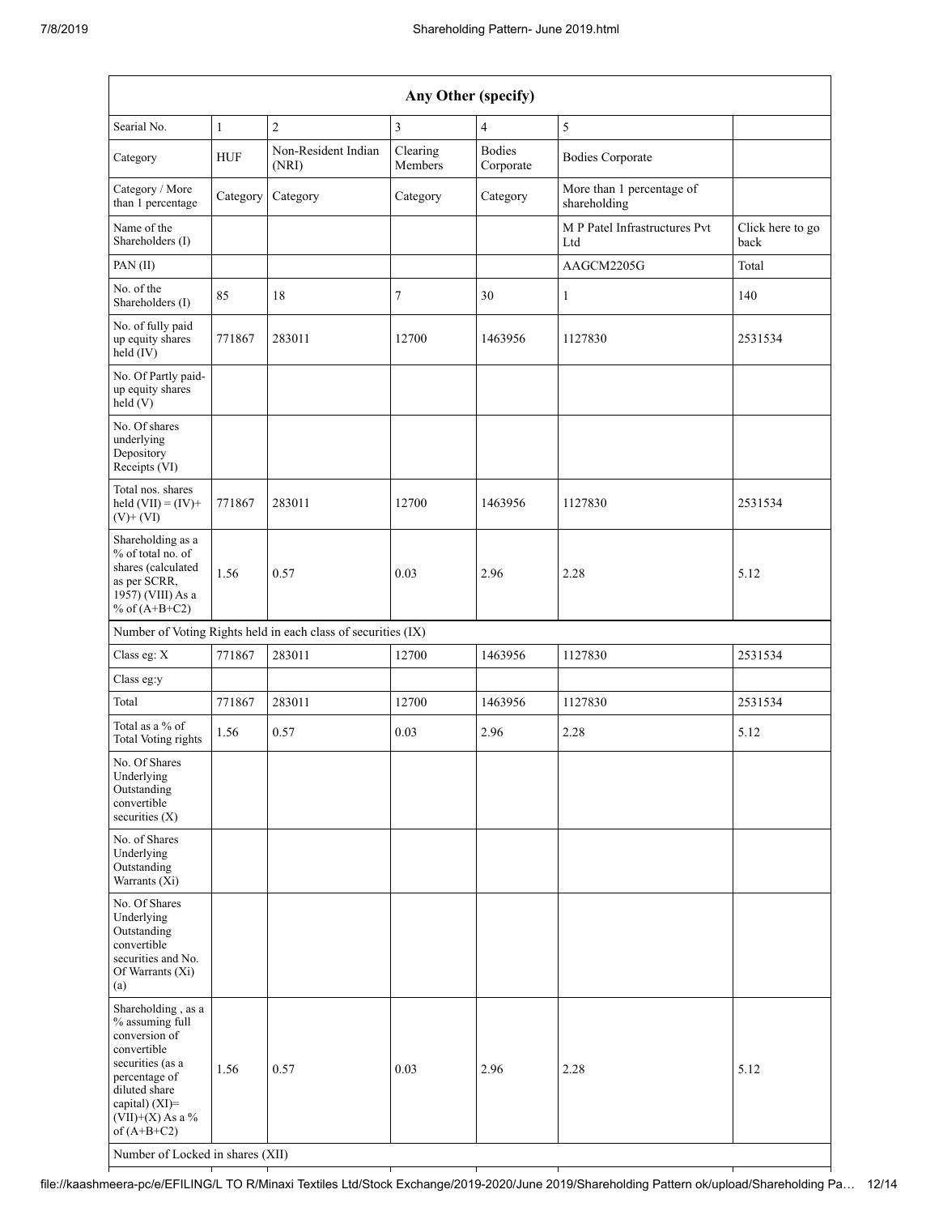| Any Other (specify) | | | | | | |
|---|---|---|---|---|---|---|
| Searial No. | 1 | 2 | 3 | 4 | 5 | |
| Category | HUF | Non-Resident Indian (NRI) | Clearing Members | Bodies Corporate | Bodies Corporate | |
| Category / More than 1 percentage | Category | Category | Category | Category | More than 1 percentage of shareholding | |
| Name of the Shareholders (I) | | | | | M P Patel Infrastructures Pvt Ltd | Click here to go back |
| PAN (II) | | | | | AAGCM2205G | Total |
| No. of the Shareholders (I) | 85 | 18 | 7 | 30 | 1 | 140 |
| No. of fully paid up equity shares held (IV) | 771867 | 283011 | 12700 | 1463956 | 1127830 | 2531534 |
| No. Of Partly paid-up equity shares held (V) | | | | | | |
| No. Of shares underlying Depository Receipts (VI) | | | | | | |
| Total nos. shares held (VII) = (IV)+ (V)+ (VI) | 771867 | 283011 | 12700 | 1463956 | 1127830 | 2531534 |
| Shareholding as a % of total no. of shares (calculated as per SCRR, 1957) (VIII) As a % of (A+B+C2) | 1.56 | 0.57 | 0.03 | 2.96 | 2.28 | 5.12 |
| Number of Voting Rights held in each class of securities (IX) | | | | | | |
| Class eg: X | 771867 | 283011 | 12700 | 1463956 | 1127830 | 2531534 |
| Class eg:y | | | | | | |
| Total | 771867 | 283011 | 12700 | 1463956 | 1127830 | 2531534 |
| Total as a % of Total Voting rights | 1.56 | 0.57 | 0.03 | 2.96 | 2.28 | 5.12 |
| No. Of Shares Underlying Outstanding convertible securities (X) | | | | | | |
| No. of Shares Underlying Outstanding Warrants (Xi) | | | | | | |
| No. Of Shares Underlying Outstanding convertible securities and No. Of Warrants (Xi) (a) | | | | | | |
| Shareholding , as a % assuming full conversion of convertible securities (as a percentage of diluted share capital) (XI)= (VII)+(X) As a % of (A+B+C2) | 1.56 | 0.57 | 0.03 | 2.96 | 2.28 | 5.12 |
| Number of Locked in shares (XII) | | | | | | |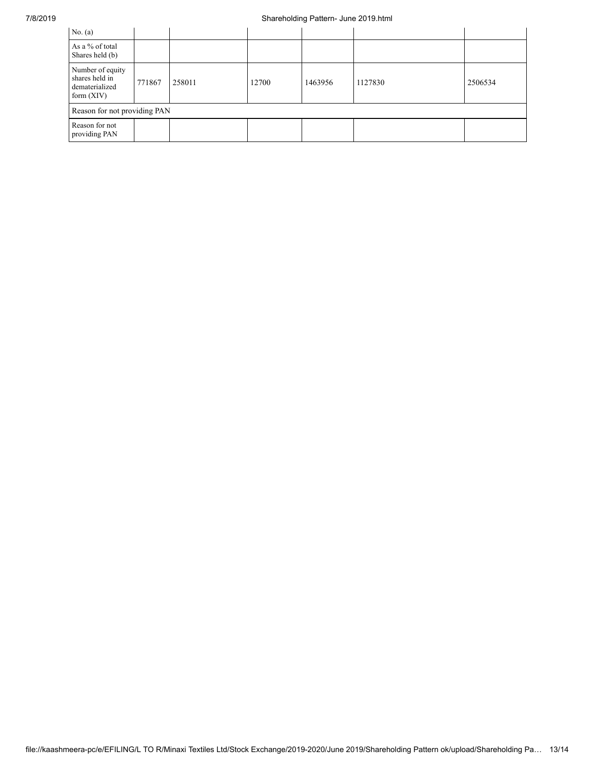| No. (a) | | | | | | |
|---|---|---|---|---|---|---|
| As a % of total Shares held (b) | | | | | | |
| Number of equity shares held in dematerialized form (XIV) | 771867 | 258011 | 12700 | 1463956 | 1127830 | 2506534 |
| Reason for not providing PAN | | | | | | |
| Reason for not providing PAN | | | | | | |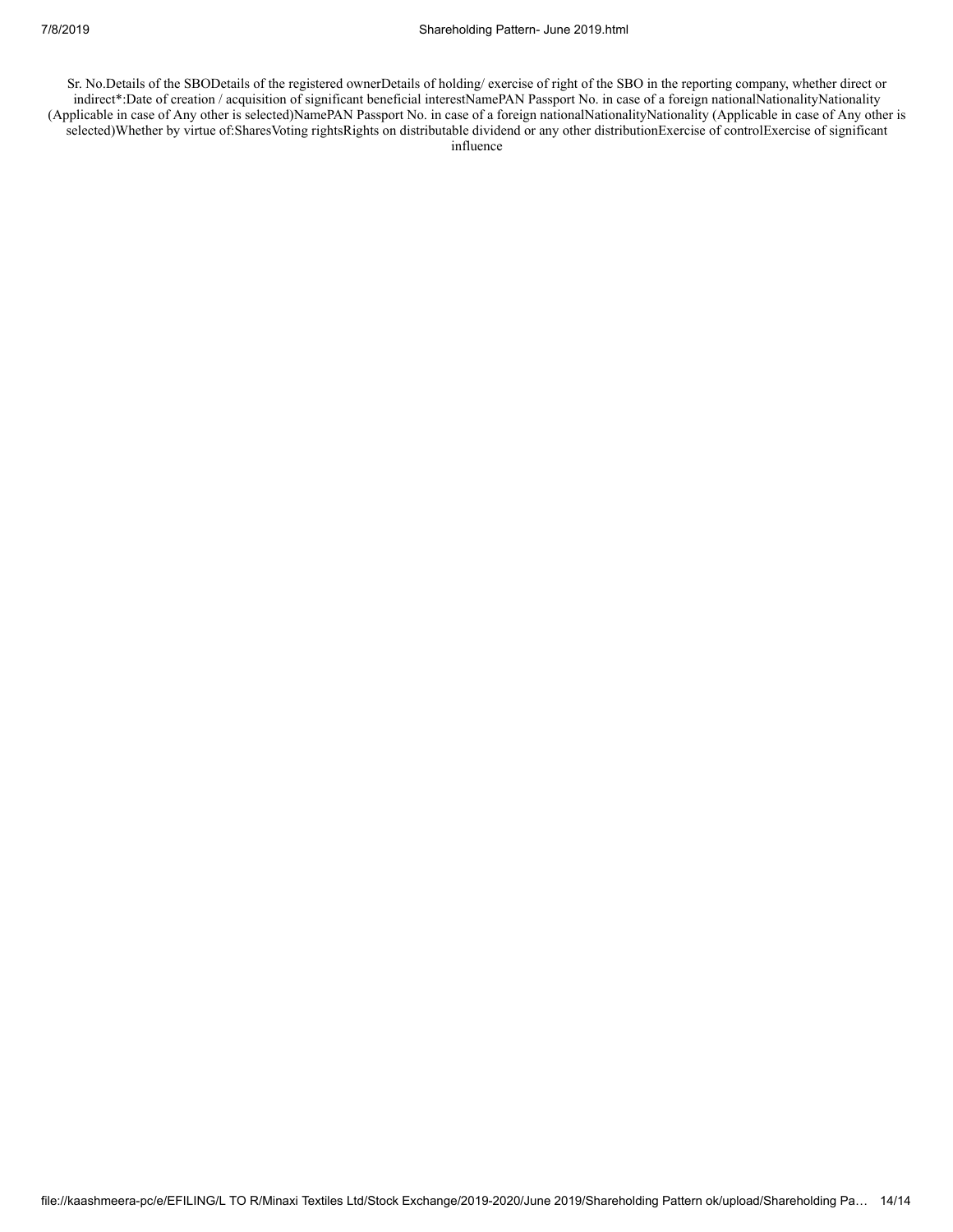Sr. No.Details of the SBODetails of the registered ownerDetails of holding/ exercise of right of the SBO in the reporting company, whether direct or indirect*:Date of creation / acquisition of significant beneficial interestNamePAN Passport No. in case of a foreign nationalNationalityNationality (Applicable in case of Any other is selected)NamePAN Passport No. in case of a foreign nationalNationalityNationality (Applicable in case of Any other is selected)Whether by virtue of:SharesVoting rightsRights on distributable dividend or any other distributionExercise of controlExercise of significant influence